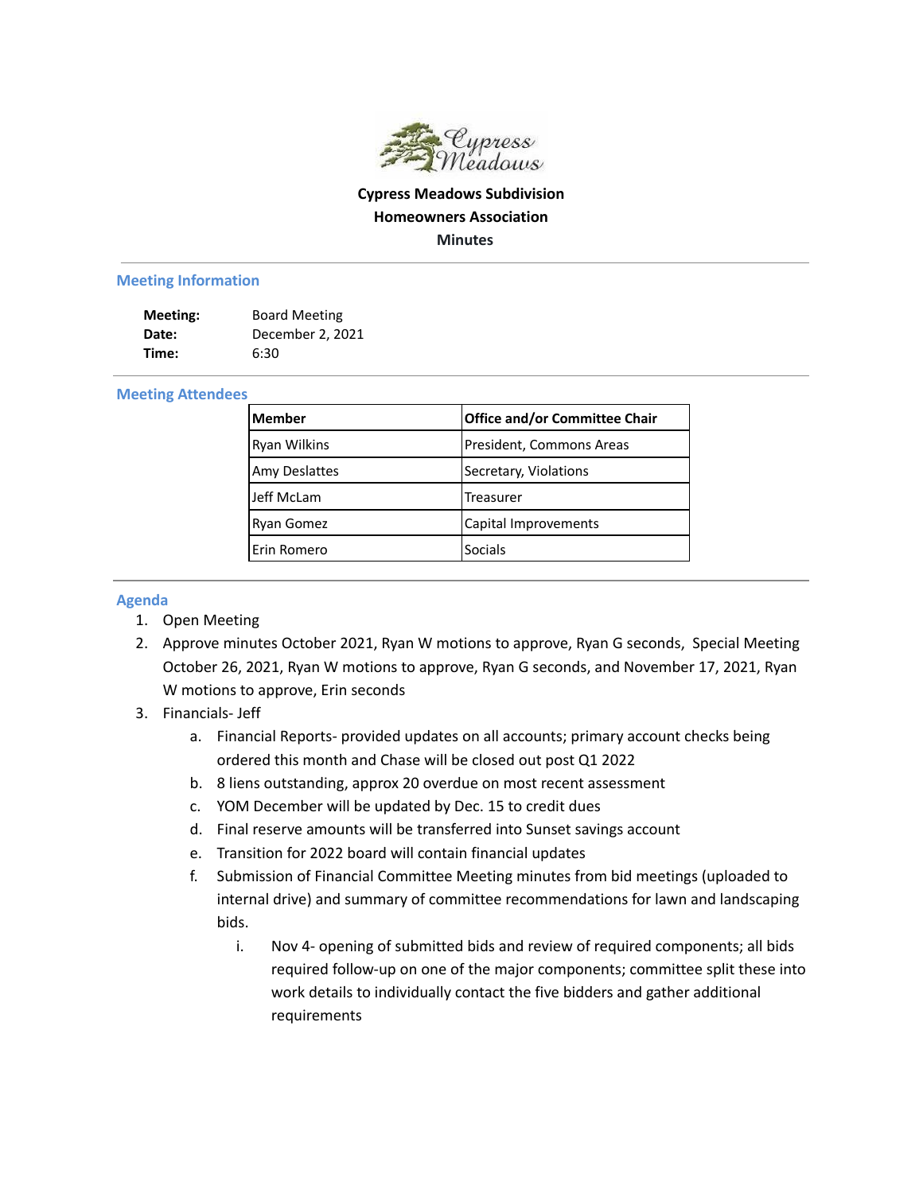**Cypress Meadows Subdivision**
**Homeowners Association**
**Minutes**

## Meeting Information

**Meeting:** Board Meeting
**Date:** December 2, 2021
**Time:** 6:30

## Meeting Attendees

| Member | Office and/or Committee Chair |
|---|---|
| Ryan Wilkins | President, Commons Areas |
| Amy Deslattes | Secretary, Violations |
| Jeff McLam | Treasurer |
| Ryan Gomez | Capital Improvements |
| Erin Romero | Socials |

## Agenda

1. Open Meeting
2. Approve minutes October 2021, Ryan W motions to approve, Ryan G seconds, Special Meeting October 26, 2021, Ryan W motions to approve, Ryan G seconds, and November 17, 2021, Ryan W motions to approve, Erin seconds
3. Financials- Jeff
   a. Financial Reports- provided updates on all accounts; primary account checks being ordered this month and Chase will be closed out post Q1 2022
   b. 8 liens outstanding, approx 20 overdue on most recent assessment
   c. YOM December will be updated by Dec. 15 to credit dues
   d. Final reserve amounts will be transferred into Sunset savings account
   e. Transition for 2022 board will contain financial updates
   f. Submission of Financial Committee Meeting minutes from bid meetings (uploaded to internal drive) and summary of committee recommendations for lawn and landscaping bids.
      i. Nov 4- opening of submitted bids and review of required components; all bids required follow-up on one of the major components; committee split these into work details to individually contact the five bidders and gather additional requirements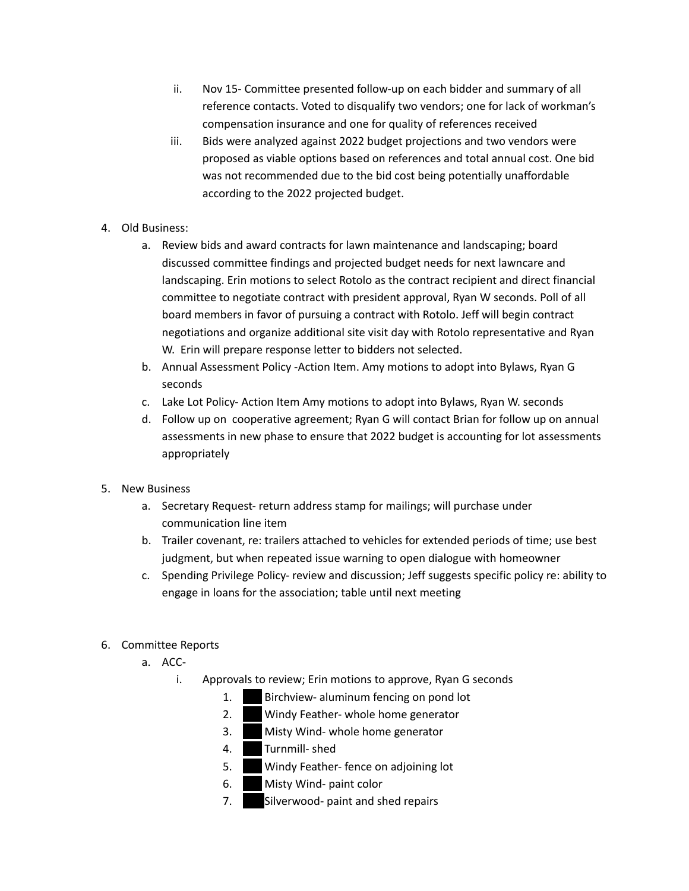ii. Nov 15- Committee presented follow-up on each bidder and summary of all reference contacts. Voted to disqualify two vendors; one for lack of workman's compensation insurance and one for quality of references received

iii. Bids were analyzed against 2022 budget projections and two vendors were proposed as viable options based on references and total annual cost. One bid was not recommended due to the bid cost being potentially unaffordable according to the 2022 projected budget.

4. Old Business:
   a. Review bids and award contracts for lawn maintenance and landscaping; board discussed committee findings and projected budget needs for next lawncare and landscaping. Erin motions to select Rotolo as the contract recipient and direct financial committee to negotiate contract with president approval, Ryan W seconds. Poll of all board members in favor of pursuing a contract with Rotolo. Jeff will begin contract negotiations and organize additional site visit day with Rotolo representative and Ryan W. Erin will prepare response letter to bidders not selected.
   b. Annual Assessment Policy -Action Item. Amy motions to adopt into Bylaws, Ryan G seconds
   c. Lake Lot Policy- Action Item Amy motions to adopt into Bylaws, Ryan W. seconds
   d. Follow up on cooperative agreement; Ryan G will contact Brian for follow up on annual assessments in new phase to ensure that 2022 budget is accounting for lot assessments appropriately

5. New Business
   a. Secretary Request- return address stamp for mailings; will purchase under communication line item
   b. Trailer covenant, re: trailers attached to vehicles for extended periods of time; use best judgment, but when repeated issue warning to open dialogue with homeowner
   c. Spending Privilege Policy- review and discussion; Jeff suggests specific policy re: ability to engage in loans for the association; table until next meeting

6. Committee Reports
   a. ACC-
      i. Approvals to review; Erin motions to approve, Ryan G seconds
         1. ███ Birchview- aluminum fencing on pond lot
         2. ███ Windy Feather- whole home generator
         3. ███ Misty Wind- whole home generator
         4. ███ Turnmill- shed
         5. ███ Windy Feather- fence on adjoining lot
         6. ███ Misty Wind- paint color
         7. ███ Silverwood- paint and shed repairs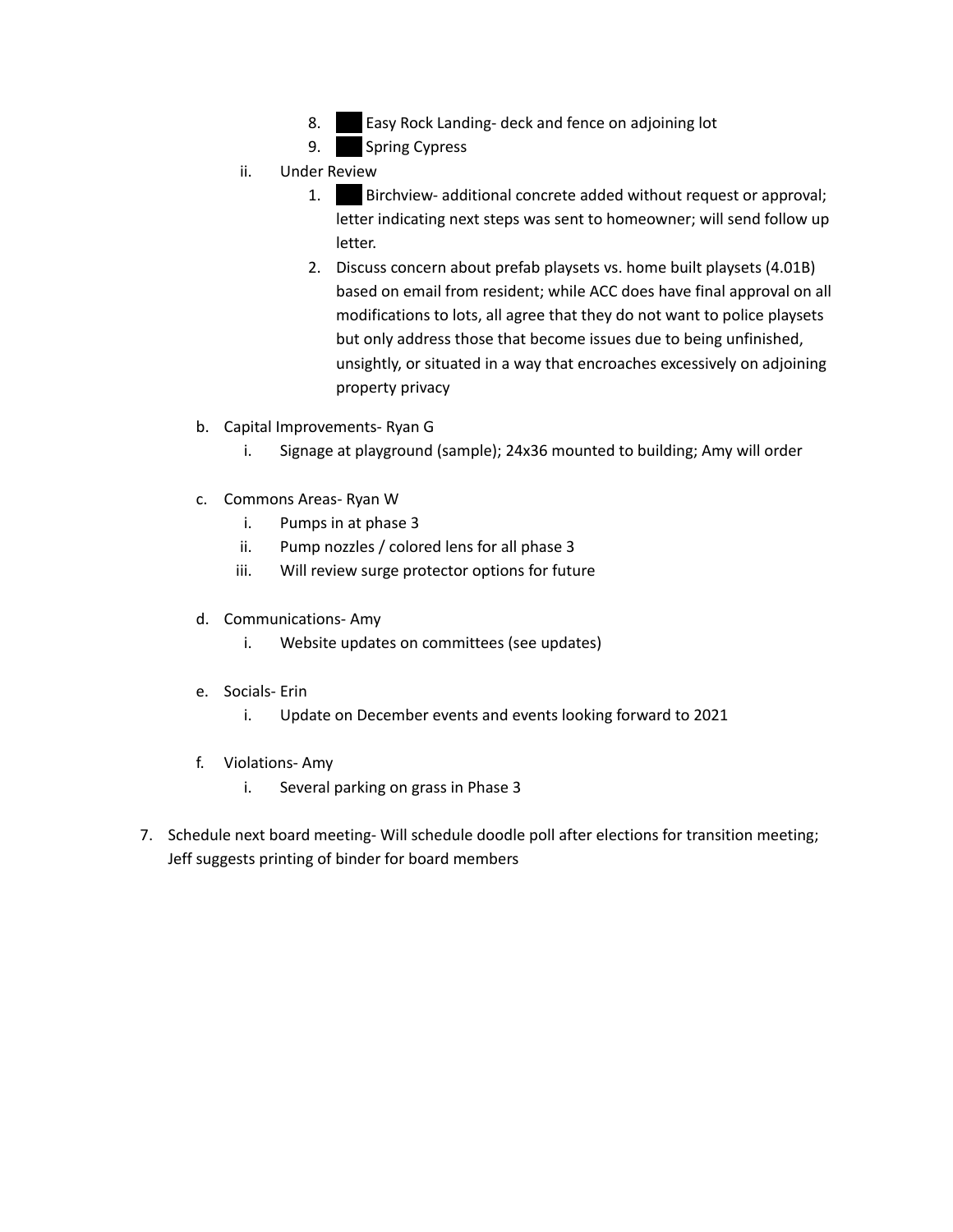8. ███ Easy Rock Landing- deck and fence on adjoining lot
9. ███ Spring Cypress

ii. Under Review

1. ███ Birchview- additional concrete added without request or approval; letter indicating next steps was sent to homeowner; will send follow up letter.
2. Discuss concern about prefab playsets vs. home built playsets (4.01B) based on email from resident; while ACC does have final approval on all modifications to lots, all agree that they do not want to police playsets but only address those that become issues due to being unfinished, unsightly, or situated in a way that encroaches excessively on adjoining property privacy

b. Capital Improvements- Ryan G

i. Signage at playground (sample); 24x36 mounted to building; Amy will order

c. Commons Areas- Ryan W

i. Pumps in at phase 3
ii. Pump nozzles / colored lens for all phase 3
iii. Will review surge protector options for future

d. Communications- Amy

i. Website updates on committees (see updates)

e. Socials- Erin

i. Update on December events and events looking forward to 2021

f. Violations- Amy

i. Several parking on grass in Phase 3

7. Schedule next board meeting- Will schedule doodle poll after elections for transition meeting; Jeff suggests printing of binder for board members